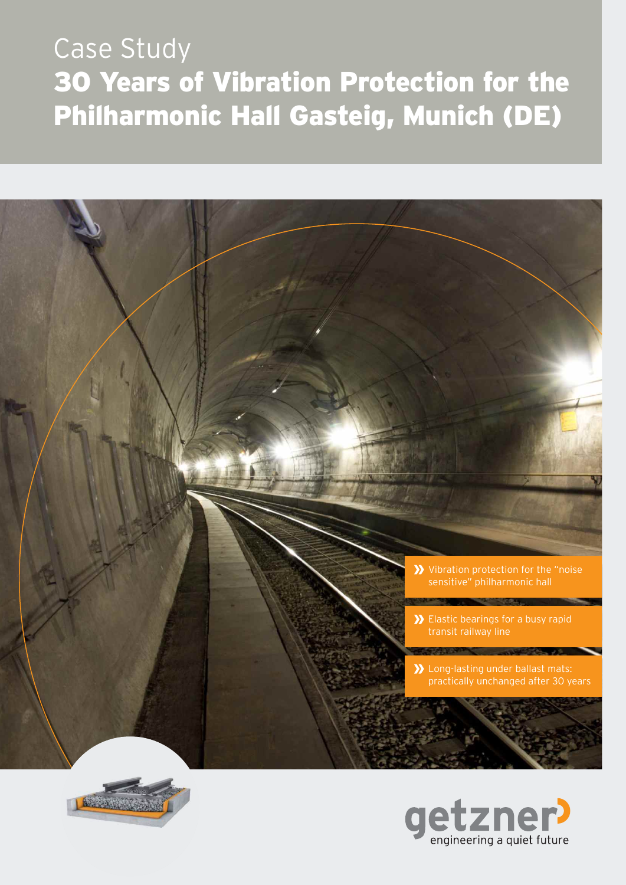Case Study

# 30 Years of Vibration Protection for the Philharmonic Hall Gasteig, Munich (DE)

- Vibration protection for the "noise sensitive" philharmonic hall
- Elastic bearings for a busy rapid transit railway line
- Long-lasting under ballast mats: practically unchanged after 30 years

getzner

engineering a quiet future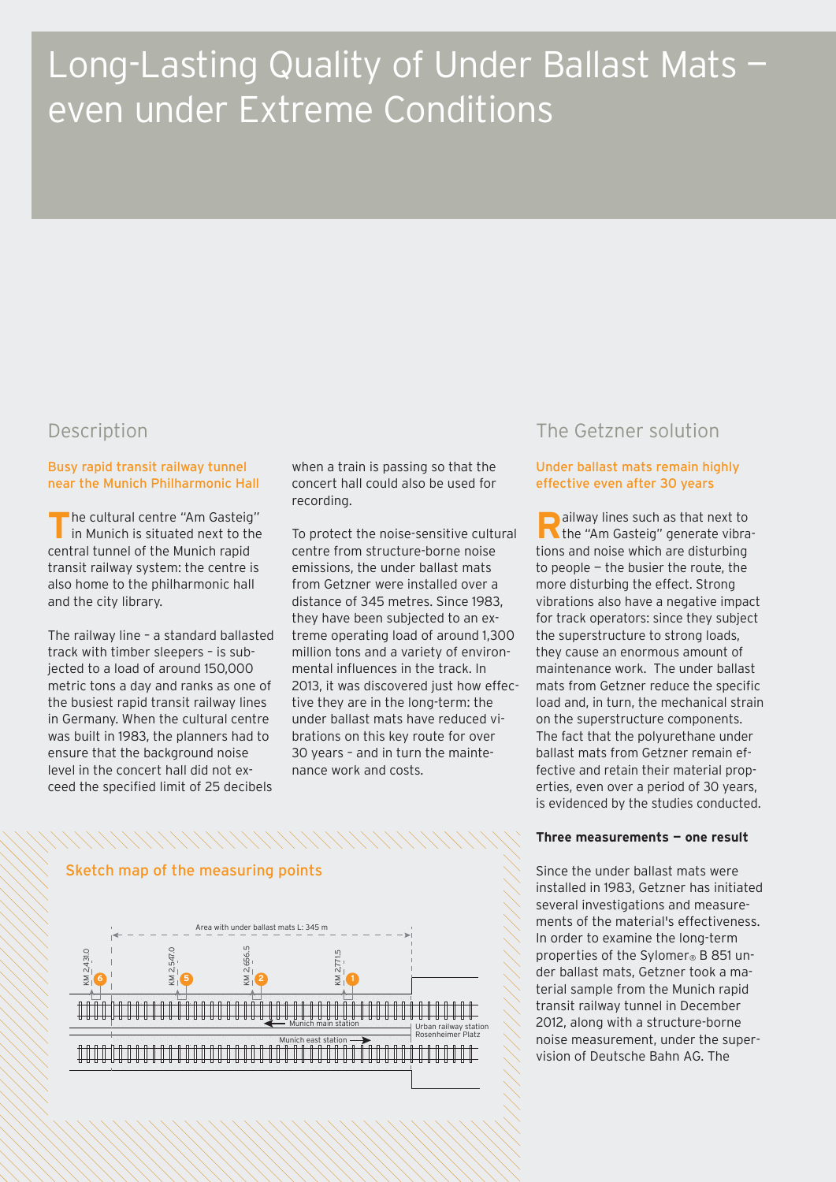# Long-Lasting Quality of Under Ballast Mats – even under Extreme Conditions

## Description

### Busy rapid transit railway tunnel near the Munich Philharmonic Hall

The cultural centre "Am Gasteig" in Munich is situated next to the central tunnel of the Munich rapid transit railway system: the centre is also home to the philharmonic hall and the city library.

The railway line – a standard ballasted track with timber sleepers – is subjected to a load of around 150,000 metric tons a day and ranks as one of the busiest rapid transit railway lines in Germany. When the cultural centre was built in 1983, the planners had to ensure that the background noise level in the concert hall did not exceed the specified limit of 25 decibels when a train is passing so that the concert hall could also be used for recording.

To protect the noise-sensitive cultural centre from structure-borne noise emissions, the under ballast mats from Getzner were installed over a distance of 345 metres. Since 1983, they have been subjected to an extreme operating load of around 1,300 million tons and a variety of environmental influences in the track. In 2013, it was discovered just how effective they are in the long-term: the under ballast mats have reduced vibrations on this key route for over 30 years – and in turn the maintenance work and costs.

### Sketch map of the measuring points

Area with under ballast mats L: 345 m

KM 2,431.0 (6) · KM 2,547.0 (5) · KM 2,656.5 (2) · KM 2,771.5 (1)

Munich main station · Munich east station · Urban railway station Rosenheimer Platz

## The Getzner solution

### Under ballast mats remain highly effective even after 30 years

Railway lines such as that next to the "Am Gasteig" generate vibrations and noise which are disturbing to people – the busier the route, the more disturbing the effect. Strong vibrations also have a negative impact for track operators: since they subject the superstructure to strong loads, they cause an enormous amount of maintenance work. The under ballast mats from Getzner reduce the specific load and, in turn, the mechanical strain on the superstructure components. The fact that the polyurethane under ballast mats from Getzner remain effective and retain their material properties, even over a period of 30 years, is evidenced by the studies conducted.

**Three measurements – one result**

Since the under ballast mats were installed in 1983, Getzner has initiated several investigations and measurements of the material's effectiveness. In order to examine the long-term properties of the Sylomer® B 851 under ballast mats, Getzner took a material sample from the Munich rapid transit railway tunnel in December 2012, along with a structure-borne noise measurement, under the supervision of Deutsche Bahn AG. The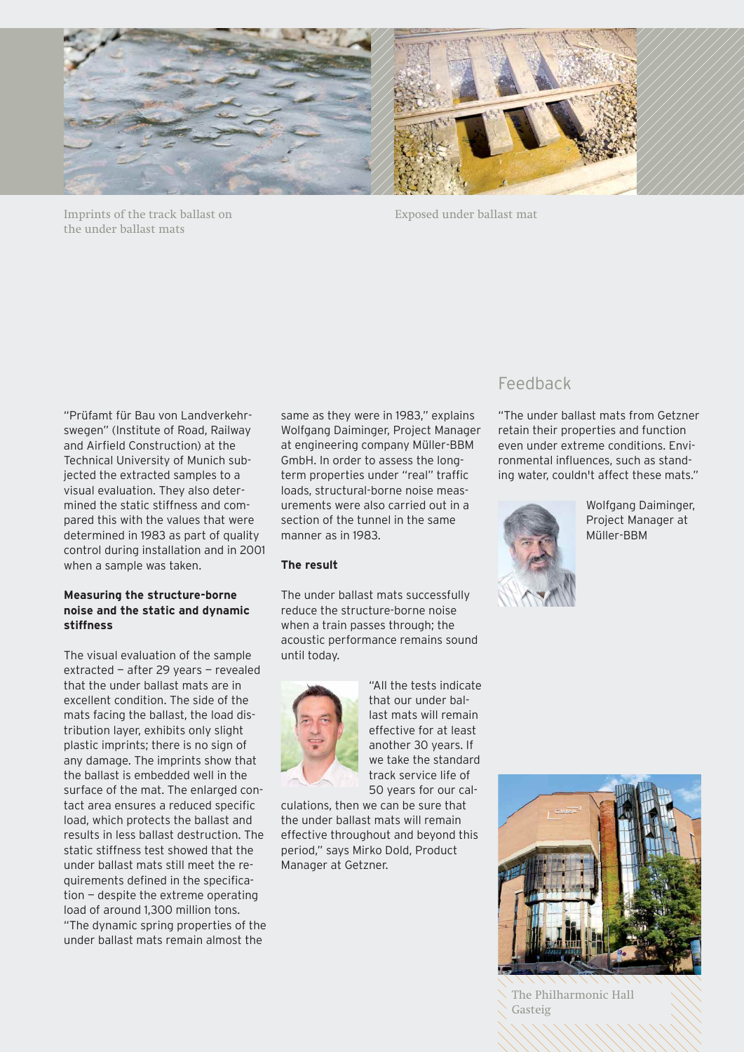Imprints of the track ballast on the under ballast mats

Exposed under ballast mat

"Prüfamt für Bau von Landverkehrswegen" (Institute of Road, Railway and Airfield Construction) at the Technical University of Munich subjected the extracted samples to a visual evaluation. They also determined the static stiffness and compared this with the values that were determined in 1983 as part of quality control during installation and in 2001 when a sample was taken.

**Measuring the structure-borne noise and the static and dynamic stiffness**

The visual evaluation of the sample extracted – after 29 years – revealed that the under ballast mats are in excellent condition. The side of the mats facing the ballast, the load distribution layer, exhibits only slight plastic imprints; there is no sign of any damage. The imprints show that the ballast is embedded well in the surface of the mat. The enlarged contact area ensures a reduced specific load, which protects the ballast and results in less ballast destruction. The static stiffness test showed that the under ballast mats still meet the requirements defined in the specification – despite the extreme operating load of around 1,300 million tons. "The dynamic spring properties of the under ballast mats remain almost the same as they were in 1983," explains Wolfgang Daiminger, Project Manager at engineering company Müller-BBM GmbH. In order to assess the long-term properties under "real" traffic loads, structural-borne noise measurements were also carried out in a section of the tunnel in the same manner as in 1983.

**The result**

The under ballast mats successfully reduce the structure-borne noise when a train passes through; the acoustic performance remains sound until today.

"All the tests indicate that our under ballast mats will remain effective for at least another 30 years. If we take the standard track service life of 50 years for our calculations, then we can be sure that the under ballast mats will remain effective throughout and beyond this period," says Mirko Dold, Product Manager at Getzner.

## Feedback

"The under ballast mats from Getzner retain their properties and function even under extreme conditions. Environmental influences, such as standing water, couldn't affect these mats."

Wolfgang Daiminger, Project Manager at Müller-BBM

The Philharmonic Hall Gasteig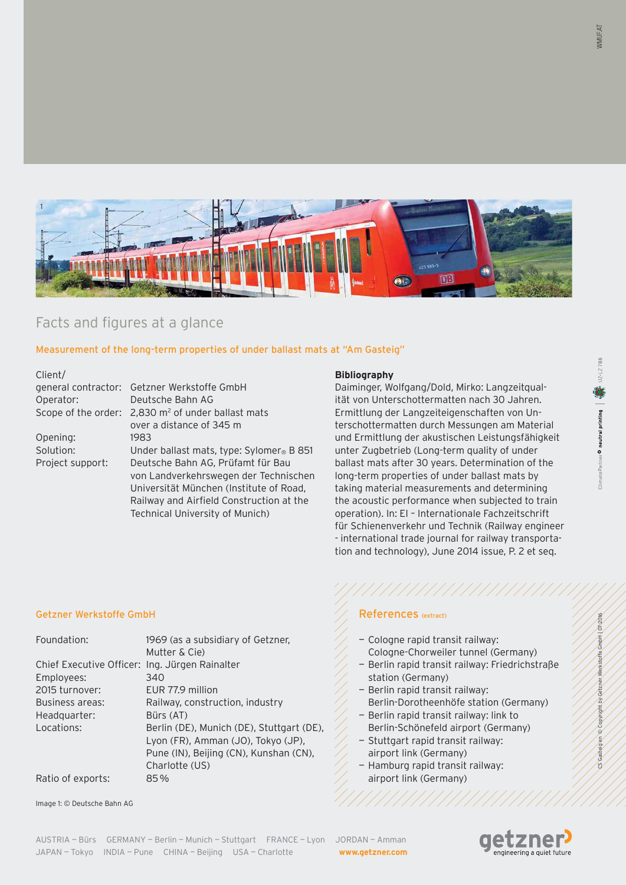## Facts and figures at a glance

### Measurement of the long-term properties of under ballast mats at "Am Gasteig"

| | |
|---|---|
| Client/ general contractor: | Getzner Werkstoffe GmbH |
| Operator: | Deutsche Bahn AG |
| Scope of the order: | 2,830 m² of under ballast mats over a distance of 345 m |
| Opening: | 1983 |
| Solution: | Under ballast mats, type: Sylomer® B 851 |
| Project support: | Deutsche Bahn AG, Prüfamt für Bau von Landverkehrswegen der Technischen Universität München (Institute of Road, Railway and Airfield Construction at the Technical University of Munich) |

**Bibliography**

Daiminger, Wolfgang/Dold, Mirko: Langzeitqualität von Unterschottermatten nach 30 Jahren. Ermittlung der Langzeiteigenschaften von Unterschottermatten durch Messungen am Material und Ermittlung der akustischen Leistungsfähigkeit unter Zugbetrieb (Long-term quality of under ballast mats after 30 years. Determination of the long-term properties of under ballast mats by taking material measurements and determining the acoustic performance when subjected to train operation). In: EI – Internationale Fachzeitschrift für Schienenverkehr und Technik (Railway engineer - international trade journal for railway transportation and technology), June 2014 issue, P. 2 et seq.

### Getzner Werkstoffe GmbH

| | |
|---|---|
| Foundation: | 1969 (as a subsidiary of Getzner, Mutter & Cie) |
| Chief Executive Officer: | Ing. Jürgen Rainalter |
| Employees: | 340 |
| 2015 turnover: | EUR 77.9 million |
| Business areas: | Railway, construction, industry |
| Headquarter: | Bürs (AT) |
| Locations: | Berlin (DE), Munich (DE), Stuttgart (DE), Lyon (FR), Amman (JO), Tokyo (JP), Pune (IN), Beijing (CN), Kunshan (CN), Charlotte (US) |
| Ratio of exports: | 85 % |

### References (extract)

- Cologne rapid transit railway: Cologne-Chorweiler tunnel (Germany)
- Berlin rapid transit railway: Friedrichstraβe station (Germany)
- Berlin rapid transit railway: Berlin-Dorotheenhöfe station (Germany)
- Berlin rapid transit railway: link to Berlin-Schönefeld airport (Germany)
- Stuttgart rapid transit railway: airport link (Germany)
- Hamburg rapid transit railway: airport link (Germany)

Image 1: © Deutsche Bahn AG

AUSTRIA – Bürs GERMANY – Berlin – Munich – Stuttgart FRANCE – Lyon JORDAN – Amman
JAPAN – Tokyo INDIA – Pune CHINA – Beijing USA – Charlotte **www.getzner.com**

getzner engineering a quiet future